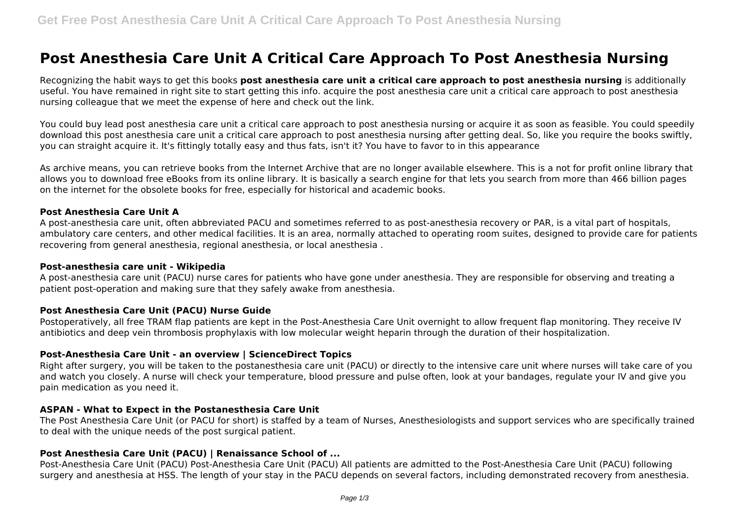# Post Anesthesia Care Unit A Critical Care Approach To Post Anesthesia Nursing

Recognizing the habit ways to get this books **post anesthesia care unit a critical care approach to post anesthesia nursing** is additionally useful. You have remained in right site to start getting this info. acquire the post anesthesia care unit a critical care approach to post anesthesia nursing colleague that we meet the expense of here and check out the link.

You could buy lead post anesthesia care unit a critical care approach to post anesthesia nursing or acquire it as soon as feasible. You could speedily download this post anesthesia care unit a critical care approach to post anesthesia nursing after getting deal. So, like you require the books swiftly, you can straight acquire it. It's fittingly totally easy and thus fats, isn't it? You have to favor to in this appearance

As archive means, you can retrieve books from the Internet Archive that are no longer available elsewhere. This is a not for profit online library that allows you to download free eBooks from its online library. It is basically a search engine for that lets you search from more than 466 billion pages on the internet for the obsolete books for free, especially for historical and academic books.

### Post Anesthesia Care Unit A

A post-anesthesia care unit, often abbreviated PACU and sometimes referred to as post-anesthesia recovery or PAR, is a vital part of hospitals, ambulatory care centers, and other medical facilities. It is an area, normally attached to operating room suites, designed to provide care for patients recovering from general anesthesia, regional anesthesia, or local anesthesia .

### Post-anesthesia care unit - Wikipedia

A post-anesthesia care unit (PACU) nurse cares for patients who have gone under anesthesia. They are responsible for observing and treating a patient post-operation and making sure that they safely awake from anesthesia.

### Post Anesthesia Care Unit (PACU) Nurse Guide

Postoperatively, all free TRAM flap patients are kept in the Post-Anesthesia Care Unit overnight to allow frequent flap monitoring. They receive IV antibiotics and deep vein thrombosis prophylaxis with low molecular weight heparin through the duration of their hospitalization.

### Post-Anesthesia Care Unit - an overview | ScienceDirect Topics

Right after surgery, you will be taken to the postanesthesia care unit (PACU) or directly to the intensive care unit where nurses will take care of you and watch you closely. A nurse will check your temperature, blood pressure and pulse often, look at your bandages, regulate your IV and give you pain medication as you need it.

### ASPAN - What to Expect in the Postanesthesia Care Unit

The Post Anesthesia Care Unit (or PACU for short) is staffed by a team of Nurses, Anesthesiologists and support services who are specifically trained to deal with the unique needs of the post surgical patient.

### Post Anesthesia Care Unit (PACU) | Renaissance School of ...

Post-Anesthesia Care Unit (PACU) Post-Anesthesia Care Unit (PACU) All patients are admitted to the Post-Anesthesia Care Unit (PACU) following surgery and anesthesia at HSS. The length of your stay in the PACU depends on several factors, including demonstrated recovery from anesthesia.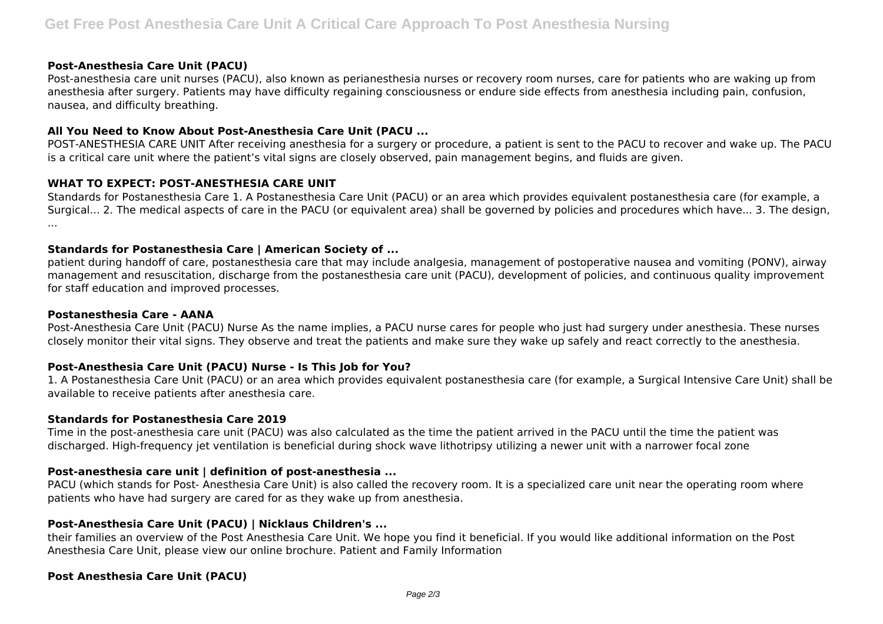### Post-Anesthesia Care Unit (PACU)

Post-anesthesia care unit nurses (PACU), also known as perianesthesia nurses or recovery room nurses, care for patients who are waking up from anesthesia after surgery. Patients may have difficulty regaining consciousness or endure side effects from anesthesia including pain, confusion, nausea, and difficulty breathing.

### All You Need to Know About Post-Anesthesia Care Unit (PACU ...

POST-ANESTHESIA CARE UNIT After receiving anesthesia for a surgery or procedure, a patient is sent to the PACU to recover and wake up. The PACU is a critical care unit where the patient's vital signs are closely observed, pain management begins, and fluids are given.

### WHAT TO EXPECT: POST-ANESTHESIA CARE UNIT

Standards for Postanesthesia Care 1. A Postanesthesia Care Unit (PACU) or an area which provides equivalent postanesthesia care (for example, a Surgical... 2. The medical aspects of care in the PACU (or equivalent area) shall be governed by policies and procedures which have... 3. The design, ...

### Standards for Postanesthesia Care | American Society of ...

patient during handoff of care, postanesthesia care that may include analgesia, management of postoperative nausea and vomiting (PONV), airway management and resuscitation, discharge from the postanesthesia care unit (PACU), development of policies, and continuous quality improvement for staff education and improved processes.

### Postanesthesia Care - AANA

Post-Anesthesia Care Unit (PACU) Nurse As the name implies, a PACU nurse cares for people who just had surgery under anesthesia. These nurses closely monitor their vital signs. They observe and treat the patients and make sure they wake up safely and react correctly to the anesthesia.

### Post-Anesthesia Care Unit (PACU) Nurse - Is This Job for You?

1. A Postanesthesia Care Unit (PACU) or an area which provides equivalent postanesthesia care (for example, a Surgical Intensive Care Unit) shall be available to receive patients after anesthesia care.

### Standards for Postanesthesia Care 2019

Time in the post-anesthesia care unit (PACU) was also calculated as the time the patient arrived in the PACU until the time the patient was discharged. High-frequency jet ventilation is beneficial during shock wave lithotripsy utilizing a newer unit with a narrower focal zone

### Post-anesthesia care unit | definition of post-anesthesia ...

PACU (which stands for Post- Anesthesia Care Unit) is also called the recovery room. It is a specialized care unit near the operating room where patients who have had surgery are cared for as they wake up from anesthesia.

### Post-Anesthesia Care Unit (PACU) | Nicklaus Children's ...

their families an overview of the Post Anesthesia Care Unit. We hope you find it beneficial. If you would like additional information on the Post Anesthesia Care Unit, please view our online brochure. Patient and Family Information

### Post Anesthesia Care Unit (PACU)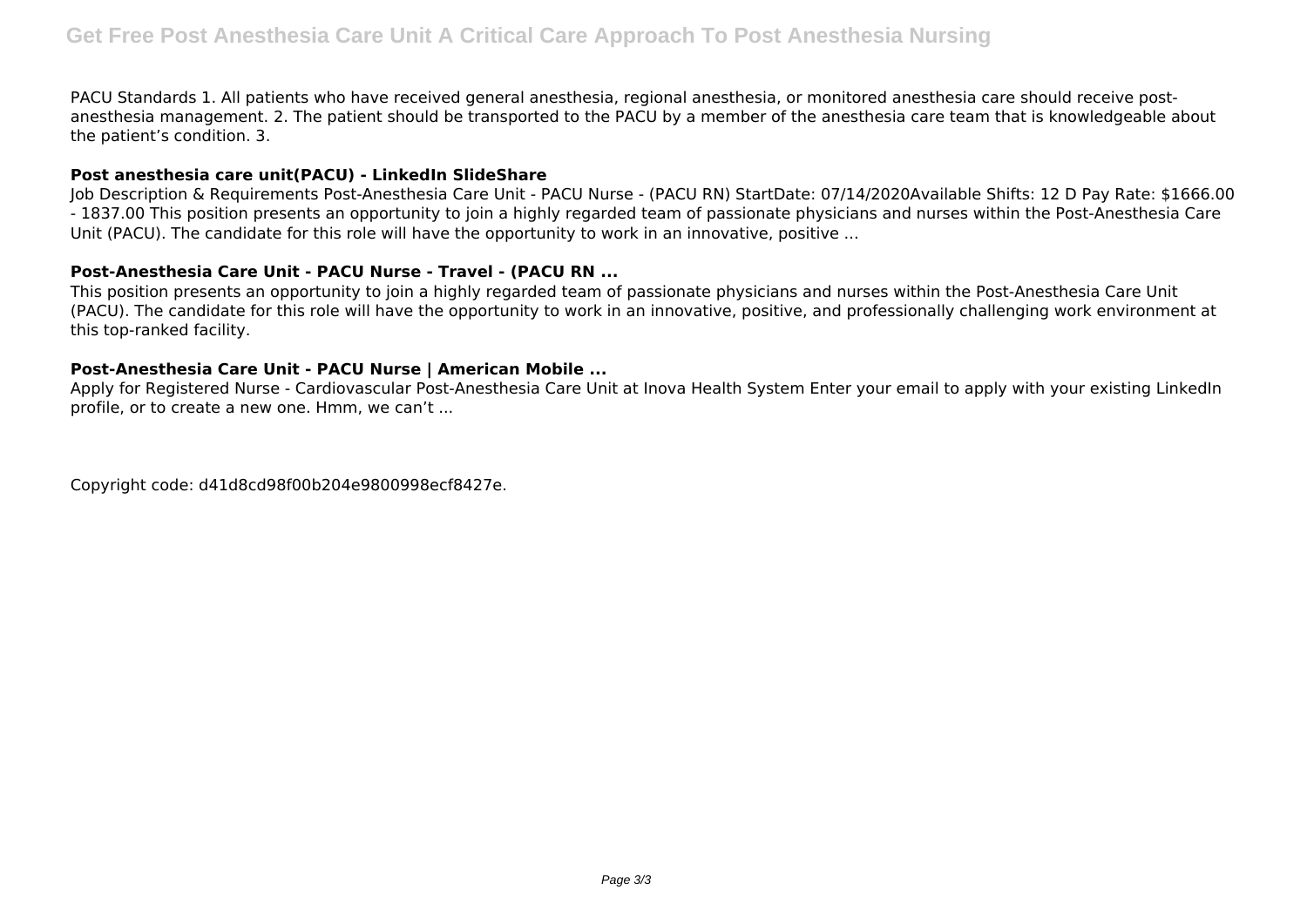PACU Standards 1. All patients who have received general anesthesia, regional anesthesia, or monitored anesthesia care should receive post-anesthesia management. 2. The patient should be transported to the PACU by a member of the anesthesia care team that is knowledgeable about the patient’s condition. 3.

**Post anesthesia care unit(PACU) - LinkedIn SlideShare**

Job Description & Requirements Post-Anesthesia Care Unit - PACU Nurse - (PACU RN) StartDate: 07/14/2020Available Shifts: 12 D Pay Rate: $1666.00 - 1837.00 This position presents an opportunity to join a highly regarded team of passionate physicians and nurses within the Post-Anesthesia Care Unit (PACU). The candidate for this role will have the opportunity to work in an innovative, positive ...

**Post-Anesthesia Care Unit - PACU Nurse - Travel - (PACU RN ...**

This position presents an opportunity to join a highly regarded team of passionate physicians and nurses within the Post-Anesthesia Care Unit (PACU). The candidate for this role will have the opportunity to work in an innovative, positive, and professionally challenging work environment at this top-ranked facility.

**Post-Anesthesia Care Unit - PACU Nurse | American Mobile ...**

Apply for Registered Nurse - Cardiovascular Post-Anesthesia Care Unit at Inova Health System Enter your email to apply with your existing LinkedIn profile, or to create a new one. Hmm, we can’t ...

Copyright code: d41d8cd98f00b204e9800998ecf8427e.